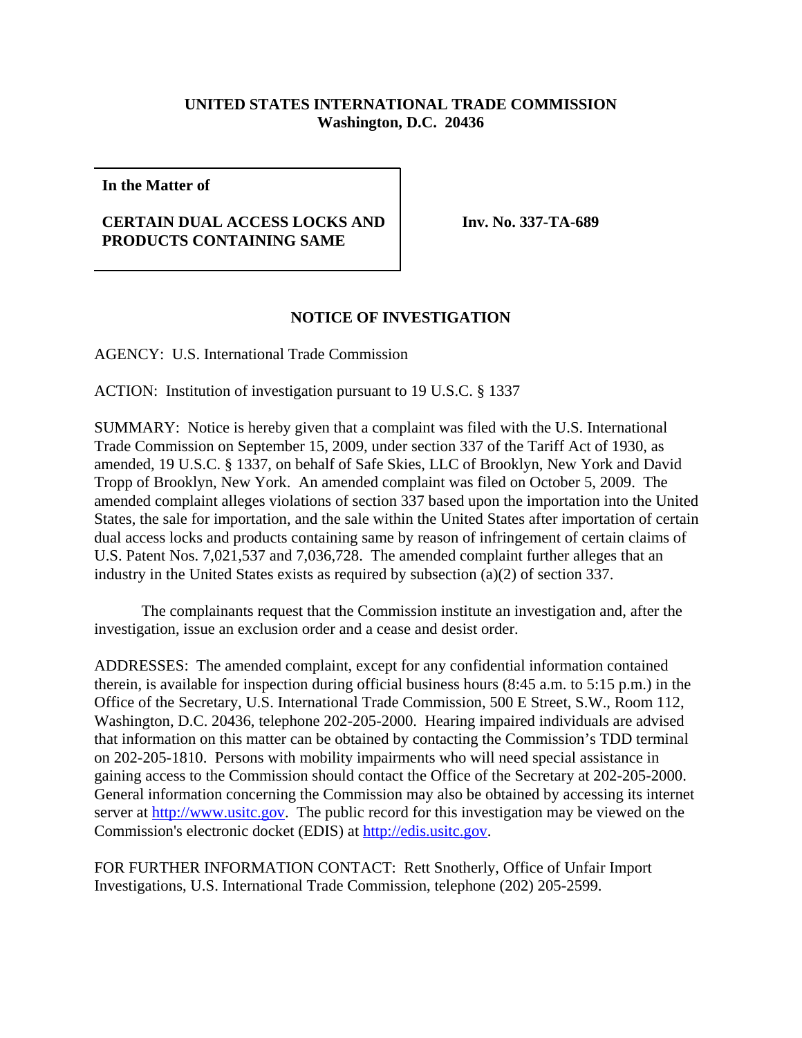**UNITED STATES INTERNATIONAL TRADE COMMISSION**
**Washington, D.C. 20436**

| **In the Matter of** <br><br> **CERTAIN DUAL ACCESS LOCKS AND PRODUCTS CONTAINING SAME** | **Inv. No. 337-TA-689** |
|---|---|

**NOTICE OF INVESTIGATION**

AGENCY: U.S. International Trade Commission

ACTION: Institution of investigation pursuant to 19 U.S.C. § 1337

SUMMARY: Notice is hereby given that a complaint was filed with the U.S. International Trade Commission on September 15, 2009, under section 337 of the Tariff Act of 1930, as amended, 19 U.S.C. § 1337, on behalf of Safe Skies, LLC of Brooklyn, New York and David Tropp of Brooklyn, New York. An amended complaint was filed on October 5, 2009. The amended complaint alleges violations of section 337 based upon the importation into the United States, the sale for importation, and the sale within the United States after importation of certain dual access locks and products containing same by reason of infringement of certain claims of U.S. Patent Nos. 7,021,537 and 7,036,728. The amended complaint further alleges that an industry in the United States exists as required by subsection (a)(2) of section 337.

The complainants request that the Commission institute an investigation and, after the investigation, issue an exclusion order and a cease and desist order.

ADDRESSES: The amended complaint, except for any confidential information contained therein, is available for inspection during official business hours (8:45 a.m. to 5:15 p.m.) in the Office of the Secretary, U.S. International Trade Commission, 500 E Street, S.W., Room 112, Washington, D.C. 20436, telephone 202-205-2000. Hearing impaired individuals are advised that information on this matter can be obtained by contacting the Commission's TDD terminal on 202-205-1810. Persons with mobility impairments who will need special assistance in gaining access to the Commission should contact the Office of the Secretary at 202-205-2000. General information concerning the Commission may also be obtained by accessing its internet server at http://www.usitc.gov. The public record for this investigation may be viewed on the Commission's electronic docket (EDIS) at http://edis.usitc.gov.

FOR FURTHER INFORMATION CONTACT: Rett Snotherly, Office of Unfair Import Investigations, U.S. International Trade Commission, telephone (202) 205-2599.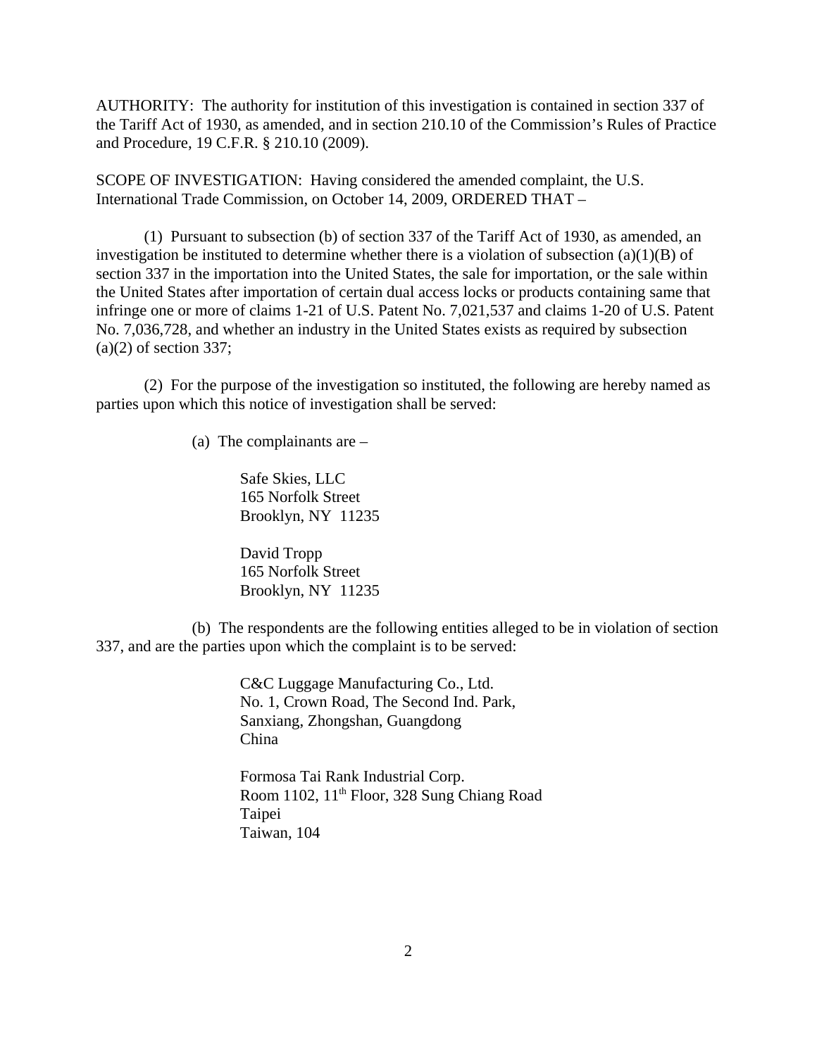AUTHORITY: The authority for institution of this investigation is contained in section 337 of the Tariff Act of 1930, as amended, and in section 210.10 of the Commission's Rules of Practice and Procedure, 19 C.F.R. § 210.10 (2009).

SCOPE OF INVESTIGATION: Having considered the amended complaint, the U.S. International Trade Commission, on October 14, 2009, ORDERED THAT –

(1) Pursuant to subsection (b) of section 337 of the Tariff Act of 1930, as amended, an investigation be instituted to determine whether there is a violation of subsection (a)(1)(B) of section 337 in the importation into the United States, the sale for importation, or the sale within the United States after importation of certain dual access locks or products containing same that infringe one or more of claims 1-21 of U.S. Patent No. 7,021,537 and claims 1-20 of U.S. Patent No. 7,036,728, and whether an industry in the United States exists as required by subsection (a)(2) of section 337;

(2) For the purpose of the investigation so instituted, the following are hereby named as parties upon which this notice of investigation shall be served:

(a) The complainants are –

Safe Skies, LLC
165 Norfolk Street
Brooklyn, NY 11235

David Tropp
165 Norfolk Street
Brooklyn, NY 11235

(b) The respondents are the following entities alleged to be in violation of section 337, and are the parties upon which the complaint is to be served:

C&C Luggage Manufacturing Co., Ltd.
No. 1, Crown Road, The Second Ind. Park,
Sanxiang, Zhongshan, Guangdong
China

Formosa Tai Rank Industrial Corp.
Room 1102, 11th Floor, 328 Sung Chiang Road
Taipei
Taiwan, 104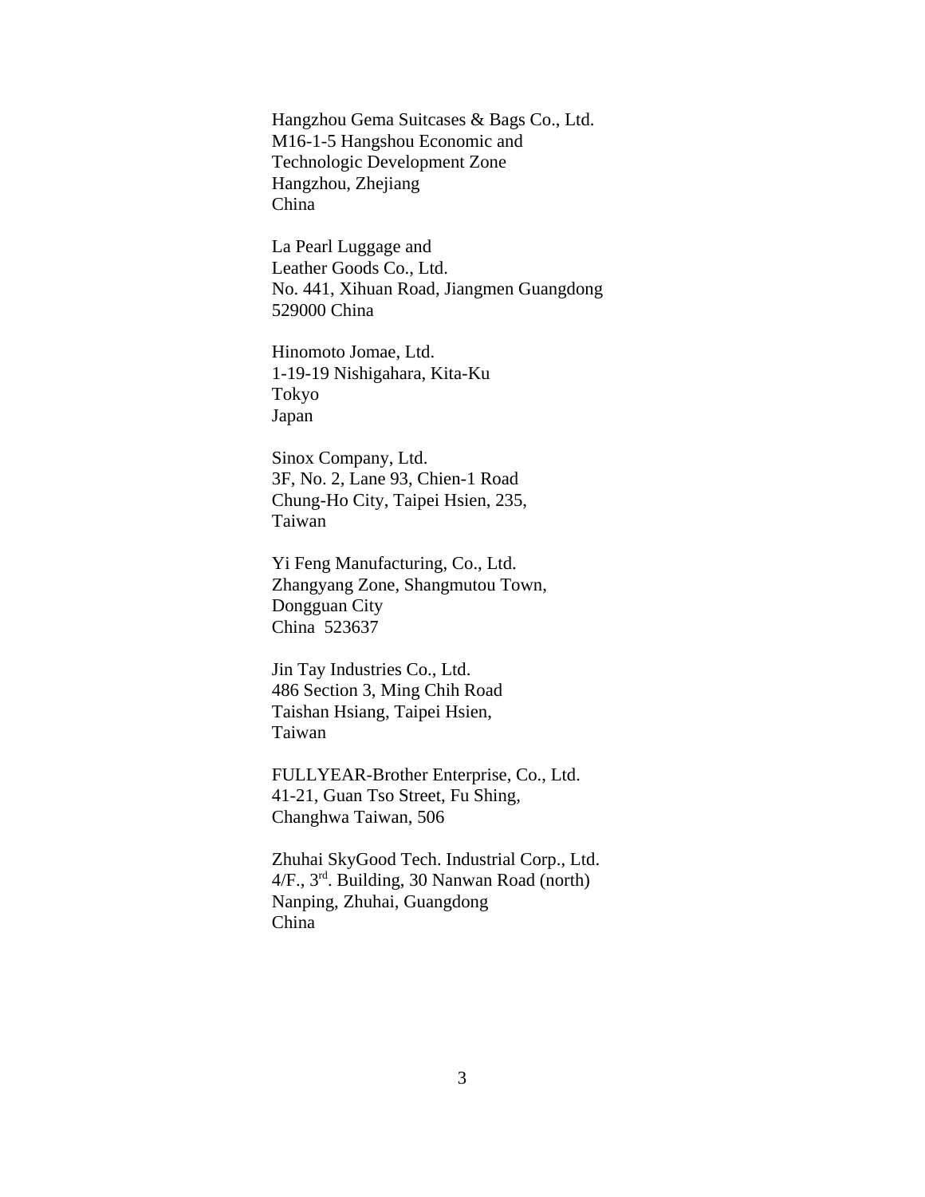Hangzhou Gema Suitcases & Bags Co., Ltd.
M16-1-5 Hangshou Economic and
Technologic Development Zone
Hangzhou, Zhejiang
China

La Pearl Luggage and
Leather Goods Co., Ltd.
No. 441, Xihuan Road, Jiangmen Guangdong
529000 China

Hinomoto Jomae, Ltd.
1-19-19 Nishigahara, Kita-Ku
Tokyo
Japan

Sinox Company, Ltd.
3F, No. 2, Lane 93, Chien-1 Road
Chung-Ho City, Taipei Hsien, 235,
Taiwan

Yi Feng Manufacturing, Co., Ltd.
Zhangyang Zone, Shangmutou Town,
Dongguan City
China 523637

Jin Tay Industries Co., Ltd.
486 Section 3, Ming Chih Road
Taishan Hsiang, Taipei Hsien,
Taiwan

FULLYEAR-Brother Enterprise, Co., Ltd.
41-21, Guan Tso Street, Fu Shing,
Changhwa Taiwan, 506

Zhuhai SkyGood Tech. Industrial Corp., Ltd.
4/F., 3rd. Building, 30 Nanwan Road (north)
Nanping, Zhuhai, Guangdong
China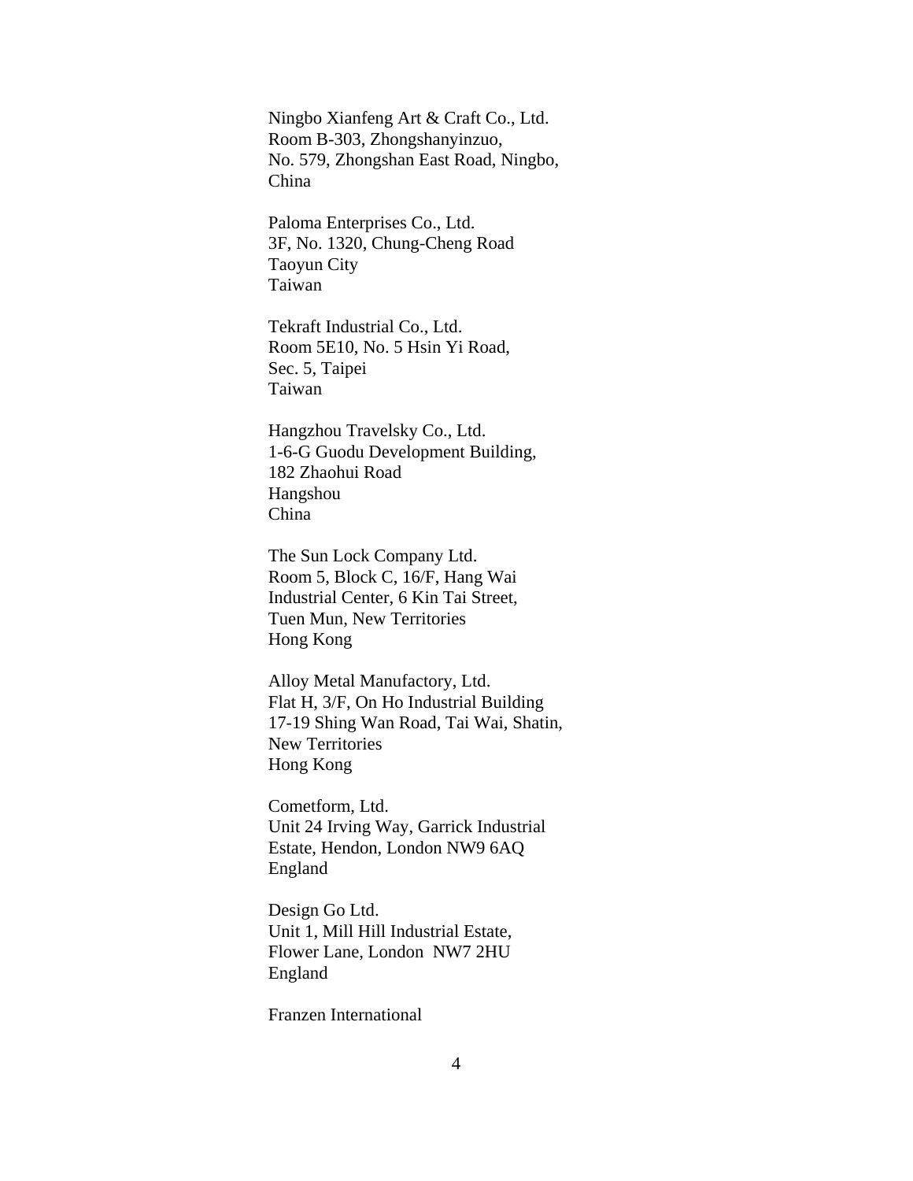Ningbo Xianfeng Art & Craft Co., Ltd.
Room B-303, Zhongshanyinzuo,
No. 579, Zhongshan East Road, Ningbo,
China

Paloma Enterprises Co., Ltd.
3F, No. 1320, Chung-Cheng Road
Taoyun City
Taiwan

Tekraft Industrial Co., Ltd.
Room 5E10, No. 5 Hsin Yi Road,
Sec. 5, Taipei
Taiwan

Hangzhou Travelsky Co., Ltd.
1-6-G Guodu Development Building,
182 Zhaohui Road
Hangshou
China

The Sun Lock Company Ltd.
Room 5, Block C, 16/F, Hang Wai
Industrial Center, 6 Kin Tai Street,
Tuen Mun, New Territories
Hong Kong

Alloy Metal Manufactory, Ltd.
Flat H, 3/F, On Ho Industrial Building
17-19 Shing Wan Road, Tai Wai, Shatin,
New Territories
Hong Kong

Cometform, Ltd.
Unit 24 Irving Way, Garrick Industrial
Estate, Hendon, London NW9 6AQ
England

Design Go Ltd.
Unit 1, Mill Hill Industrial Estate,
Flower Lane, London NW7 2HU
England

Franzen International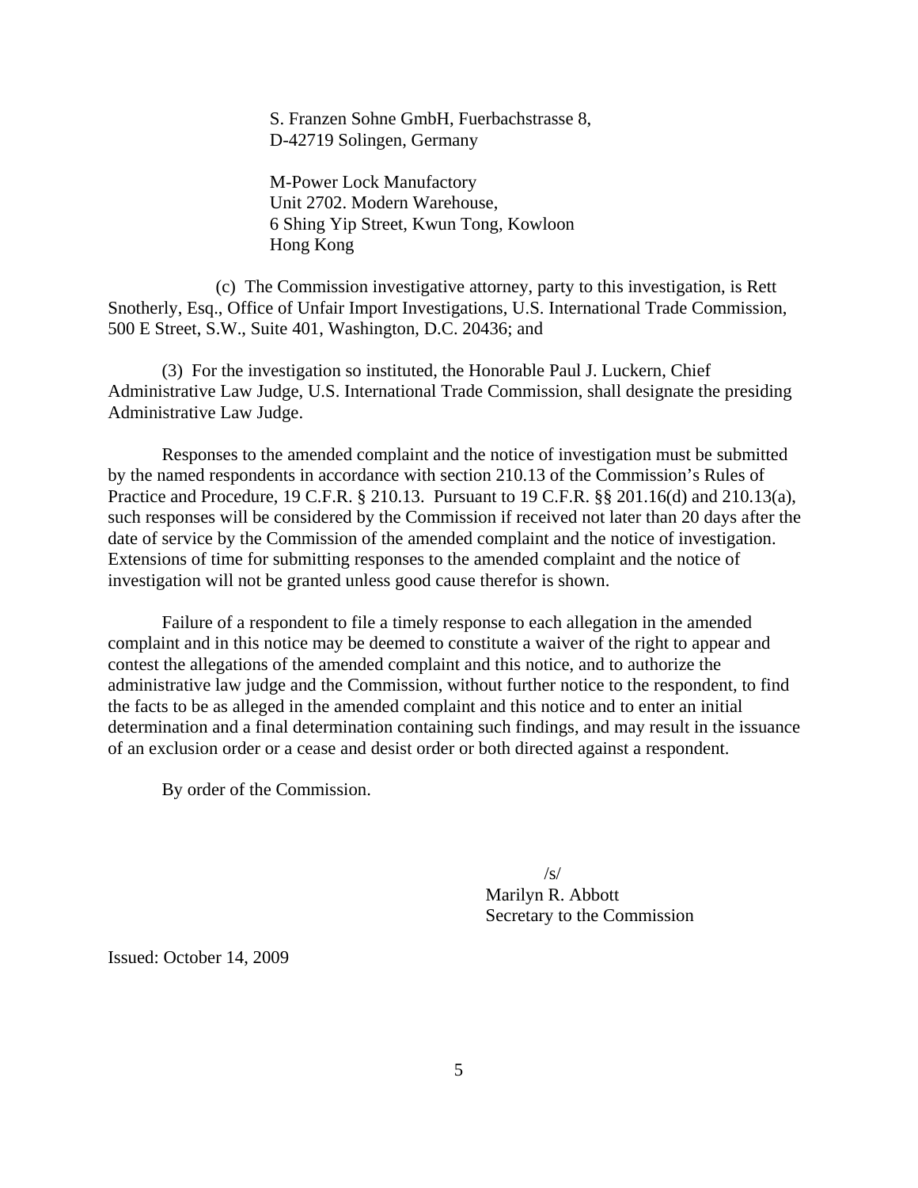S. Franzen Sohne GmbH, Fuerbachstrasse 8,
D-42719 Solingen, Germany

M-Power Lock Manufactory
Unit 2702. Modern Warehouse,
6 Shing Yip Street, Kwun Tong, Kowloon
Hong Kong

(c) The Commission investigative attorney, party to this investigation, is Rett Snotherly, Esq., Office of Unfair Import Investigations, U.S. International Trade Commission, 500 E Street, S.W., Suite 401, Washington, D.C. 20436; and

(3) For the investigation so instituted, the Honorable Paul J. Luckern, Chief Administrative Law Judge, U.S. International Trade Commission, shall designate the presiding Administrative Law Judge.

Responses to the amended complaint and the notice of investigation must be submitted by the named respondents in accordance with section 210.13 of the Commission's Rules of Practice and Procedure, 19 C.F.R. § 210.13. Pursuant to 19 C.F.R. §§ 201.16(d) and 210.13(a), such responses will be considered by the Commission if received not later than 20 days after the date of service by the Commission of the amended complaint and the notice of investigation. Extensions of time for submitting responses to the amended complaint and the notice of investigation will not be granted unless good cause therefor is shown.

Failure of a respondent to file a timely response to each allegation in the amended complaint and in this notice may be deemed to constitute a waiver of the right to appear and contest the allegations of the amended complaint and this notice, and to authorize the administrative law judge and the Commission, without further notice to the respondent, to find the facts to be as alleged in the amended complaint and this notice and to enter an initial determination and a final determination containing such findings, and may result in the issuance of an exclusion order or a cease and desist order or both directed against a respondent.

By order of the Commission.

/s/
Marilyn R. Abbott
Secretary to the Commission

Issued: October 14, 2009